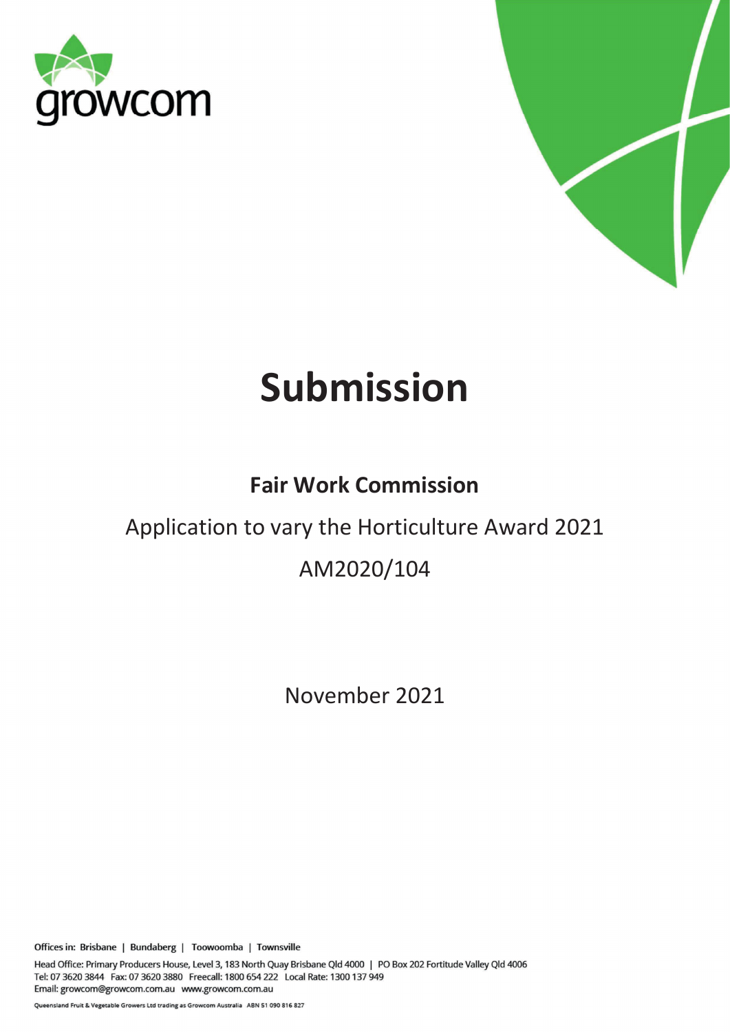growcom

# Submission

## Fair Work Commission

Application to vary the Horticulture Award 2021

AM2020/104

November 2021

Offices in: Brisbane | Bundaberg | Toowoomba | Townsville

Head Office: Primary Producers House, Level 3, 183 North Quay Brisbane Qld 4000 | PO Box 202 Fortitude Valley Qld 4006
Tel: 07 3620 3844 Fax: 07 3620 3880 Freecall: 1800 654 222 Local Rate: 1300 137 949
Email: growcom@growcom.com.au www.growcom.com.au

Queensland Fruit & Vegetable Growers Ltd trading as Growcom Australia ABN 51 090 816 827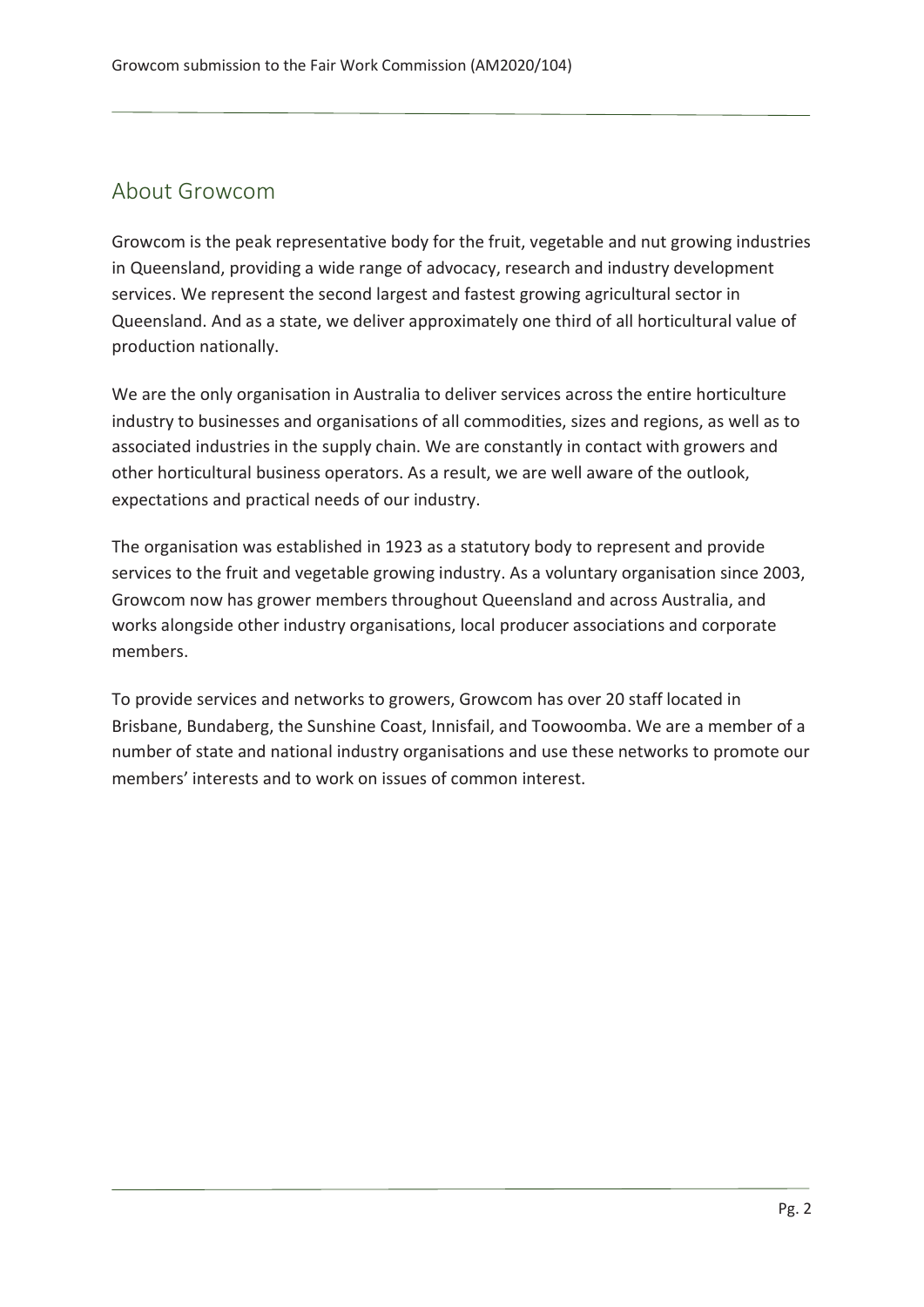## About Growcom

Growcom is the peak representative body for the fruit, vegetable and nut growing industries in Queensland, providing a wide range of advocacy, research and industry development services. We represent the second largest and fastest growing agricultural sector in Queensland. And as a state, we deliver approximately one third of all horticultural value of production nationally.

We are the only organisation in Australia to deliver services across the entire horticulture industry to businesses and organisations of all commodities, sizes and regions, as well as to associated industries in the supply chain. We are constantly in contact with growers and other horticultural business operators. As a result, we are well aware of the outlook, expectations and practical needs of our industry.

The organisation was established in 1923 as a statutory body to represent and provide services to the fruit and vegetable growing industry. As a voluntary organisation since 2003, Growcom now has grower members throughout Queensland and across Australia, and works alongside other industry organisations, local producer associations and corporate members.

To provide services and networks to growers, Growcom has over 20 staff located in Brisbane, Bundaberg, the Sunshine Coast, Innisfail, and Toowoomba. We are a member of a number of state and national industry organisations and use these networks to promote our members' interests and to work on issues of common interest.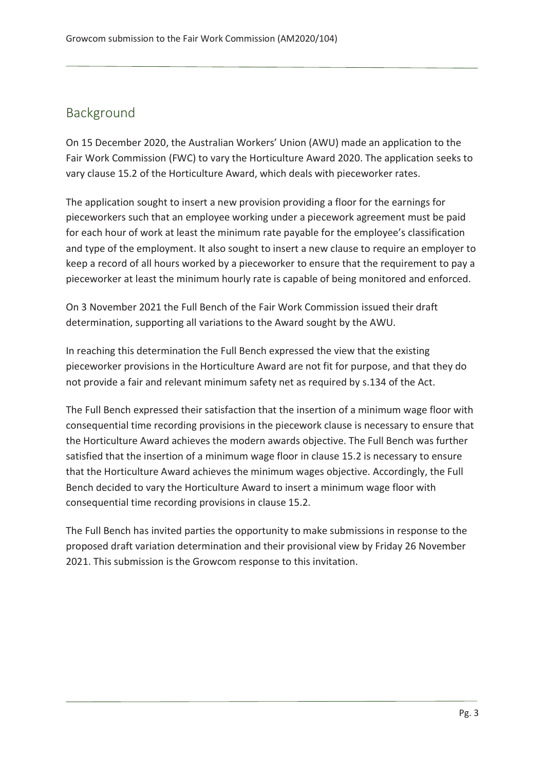## Background

On 15 December 2020, the Australian Workers' Union (AWU) made an application to the Fair Work Commission (FWC) to vary the Horticulture Award 2020. The application seeks to vary clause 15.2 of the Horticulture Award, which deals with pieceworker rates.

The application sought to insert a new provision providing a floor for the earnings for pieceworkers such that an employee working under a piecework agreement must be paid for each hour of work at least the minimum rate payable for the employee's classification and type of the employment. It also sought to insert a new clause to require an employer to keep a record of all hours worked by a pieceworker to ensure that the requirement to pay a pieceworker at least the minimum hourly rate is capable of being monitored and enforced.

On 3 November 2021 the Full Bench of the Fair Work Commission issued their draft determination, supporting all variations to the Award sought by the AWU.

In reaching this determination the Full Bench expressed the view that the existing pieceworker provisions in the Horticulture Award are not fit for purpose, and that they do not provide a fair and relevant minimum safety net as required by s.134 of the Act.

The Full Bench expressed their satisfaction that the insertion of a minimum wage floor with consequential time recording provisions in the piecework clause is necessary to ensure that the Horticulture Award achieves the modern awards objective. The Full Bench was further satisfied that the insertion of a minimum wage floor in clause 15.2 is necessary to ensure that the Horticulture Award achieves the minimum wages objective. Accordingly, the Full Bench decided to vary the Horticulture Award to insert a minimum wage floor with consequential time recording provisions in clause 15.2.

The Full Bench has invited parties the opportunity to make submissions in response to the proposed draft variation determination and their provisional view by Friday 26 November 2021. This submission is the Growcom response to this invitation.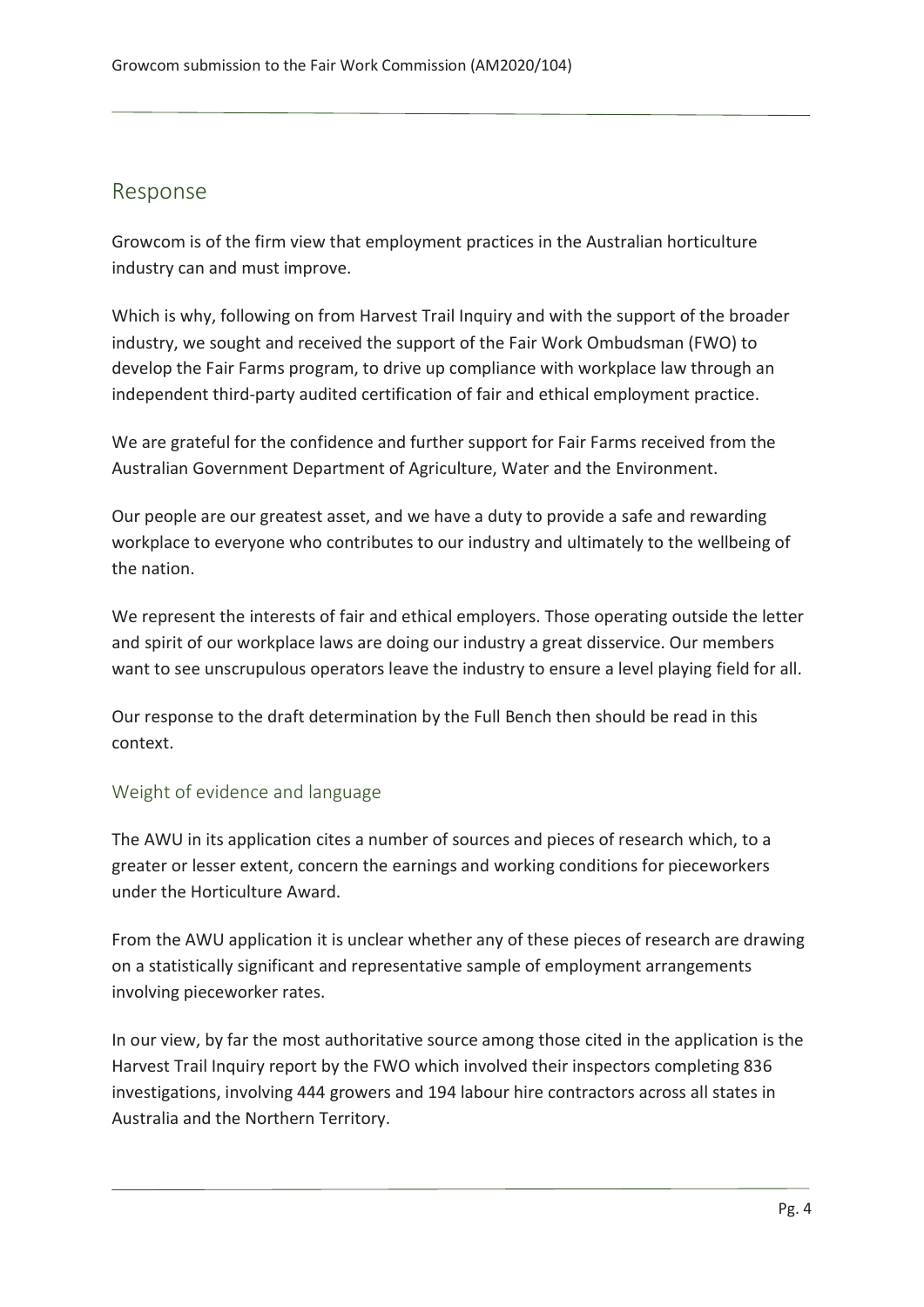## Response

Growcom is of the firm view that employment practices in the Australian horticulture industry can and must improve.

Which is why, following on from Harvest Trail Inquiry and with the support of the broader industry, we sought and received the support of the Fair Work Ombudsman (FWO) to develop the Fair Farms program, to drive up compliance with workplace law through an independent third-party audited certification of fair and ethical employment practice.

We are grateful for the confidence and further support for Fair Farms received from the Australian Government Department of Agriculture, Water and the Environment.

Our people are our greatest asset, and we have a duty to provide a safe and rewarding workplace to everyone who contributes to our industry and ultimately to the wellbeing of the nation.

We represent the interests of fair and ethical employers. Those operating outside the letter and spirit of our workplace laws are doing our industry a great disservice. Our members want to see unscrupulous operators leave the industry to ensure a level playing field for all.

Our response to the draft determination by the Full Bench then should be read in this context.

### Weight of evidence and language

The AWU in its application cites a number of sources and pieces of research which, to a greater or lesser extent, concern the earnings and working conditions for pieceworkers under the Horticulture Award.

From the AWU application it is unclear whether any of these pieces of research are drawing on a statistically significant and representative sample of employment arrangements involving pieceworker rates.

In our view, by far the most authoritative source among those cited in the application is the Harvest Trail Inquiry report by the FWO which involved their inspectors completing 836 investigations, involving 444 growers and 194 labour hire contractors across all states in Australia and the Northern Territory.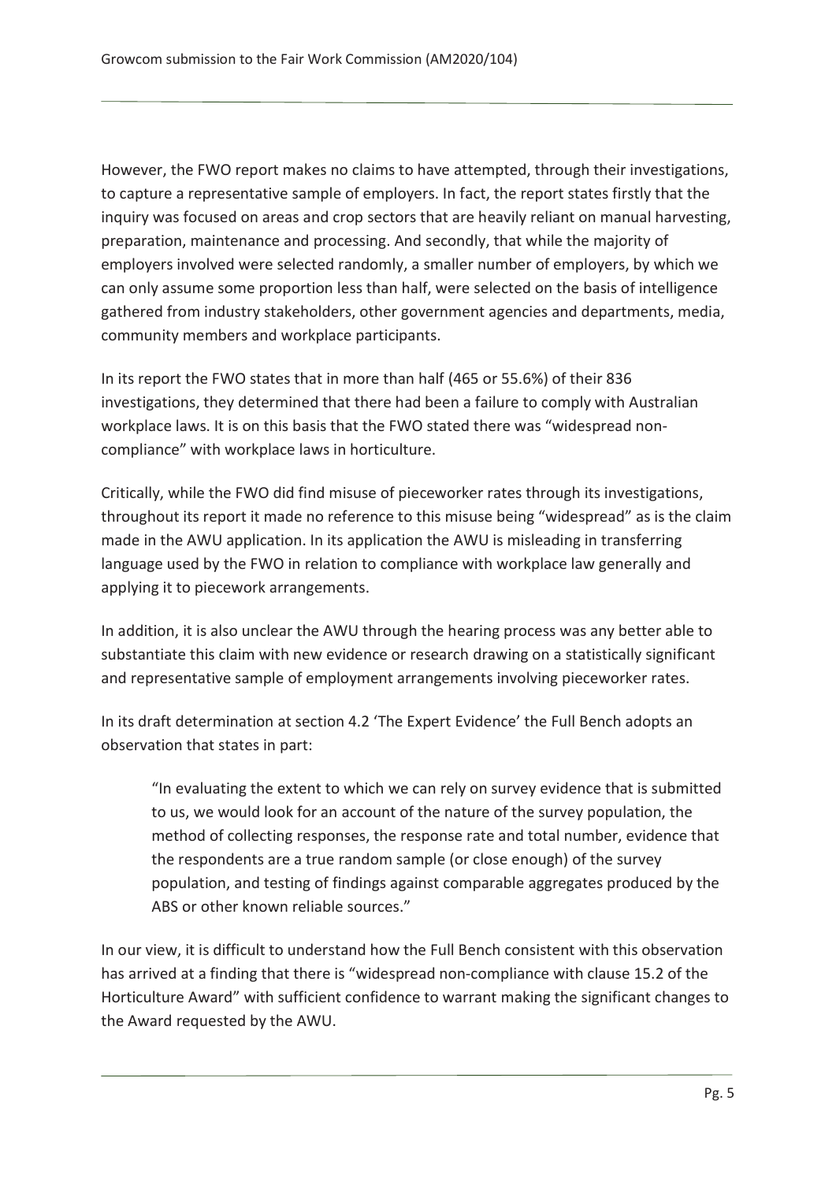However, the FWO report makes no claims to have attempted, through their investigations, to capture a representative sample of employers. In fact, the report states firstly that the inquiry was focused on areas and crop sectors that are heavily reliant on manual harvesting, preparation, maintenance and processing. And secondly, that while the majority of employers involved were selected randomly, a smaller number of employers, by which we can only assume some proportion less than half, were selected on the basis of intelligence gathered from industry stakeholders, other government agencies and departments, media, community members and workplace participants.

In its report the FWO states that in more than half (465 or 55.6%) of their 836 investigations, they determined that there had been a failure to comply with Australian workplace laws. It is on this basis that the FWO stated there was "widespread non-compliance" with workplace laws in horticulture.

Critically, while the FWO did find misuse of pieceworker rates through its investigations, throughout its report it made no reference to this misuse being "widespread" as is the claim made in the AWU application. In its application the AWU is misleading in transferring language used by the FWO in relation to compliance with workplace law generally and applying it to piecework arrangements.

In addition, it is also unclear the AWU through the hearing process was any better able to substantiate this claim with new evidence or research drawing on a statistically significant and representative sample of employment arrangements involving pieceworker rates.

In its draft determination at section 4.2 'The Expert Evidence' the Full Bench adopts an observation that states in part:

> "In evaluating the extent to which we can rely on survey evidence that is submitted to us, we would look for an account of the nature of the survey population, the method of collecting responses, the response rate and total number, evidence that the respondents are a true random sample (or close enough) of the survey population, and testing of findings against comparable aggregates produced by the ABS or other known reliable sources."

In our view, it is difficult to understand how the Full Bench consistent with this observation has arrived at a finding that there is "widespread non-compliance with clause 15.2 of the Horticulture Award" with sufficient confidence to warrant making the significant changes to the Award requested by the AWU.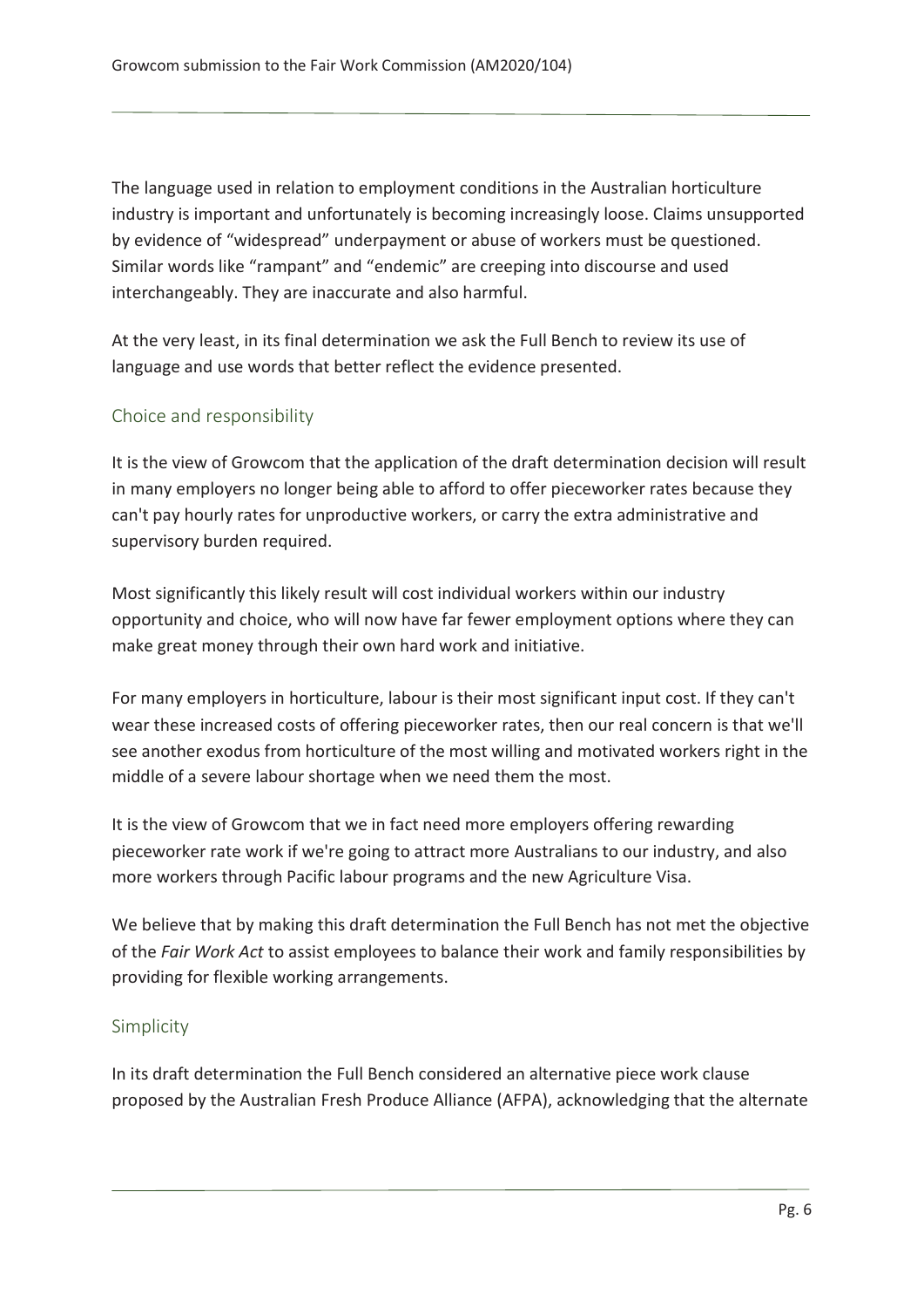The language used in relation to employment conditions in the Australian horticulture industry is important and unfortunately is becoming increasingly loose. Claims unsupported by evidence of "widespread" underpayment or abuse of workers must be questioned. Similar words like "rampant" and "endemic" are creeping into discourse and used interchangeably. They are inaccurate and also harmful.

At the very least, in its final determination we ask the Full Bench to review its use of language and use words that better reflect the evidence presented.

## Choice and responsibility

It is the view of Growcom that the application of the draft determination decision will result in many employers no longer being able to afford to offer pieceworker rates because they can't pay hourly rates for unproductive workers, or carry the extra administrative and supervisory burden required.

Most significantly this likely result will cost individual workers within our industry opportunity and choice, who will now have far fewer employment options where they can make great money through their own hard work and initiative.

For many employers in horticulture, labour is their most significant input cost. If they can't wear these increased costs of offering pieceworker rates, then our real concern is that we'll see another exodus from horticulture of the most willing and motivated workers right in the middle of a severe labour shortage when we need them the most.

It is the view of Growcom that we in fact need more employers offering rewarding pieceworker rate work if we're going to attract more Australians to our industry, and also more workers through Pacific labour programs and the new Agriculture Visa.

We believe that by making this draft determination the Full Bench has not met the objective of the *Fair Work Act* to assist employees to balance their work and family responsibilities by providing for flexible working arrangements.

## Simplicity

In its draft determination the Full Bench considered an alternative piece work clause proposed by the Australian Fresh Produce Alliance (AFPA), acknowledging that the alternate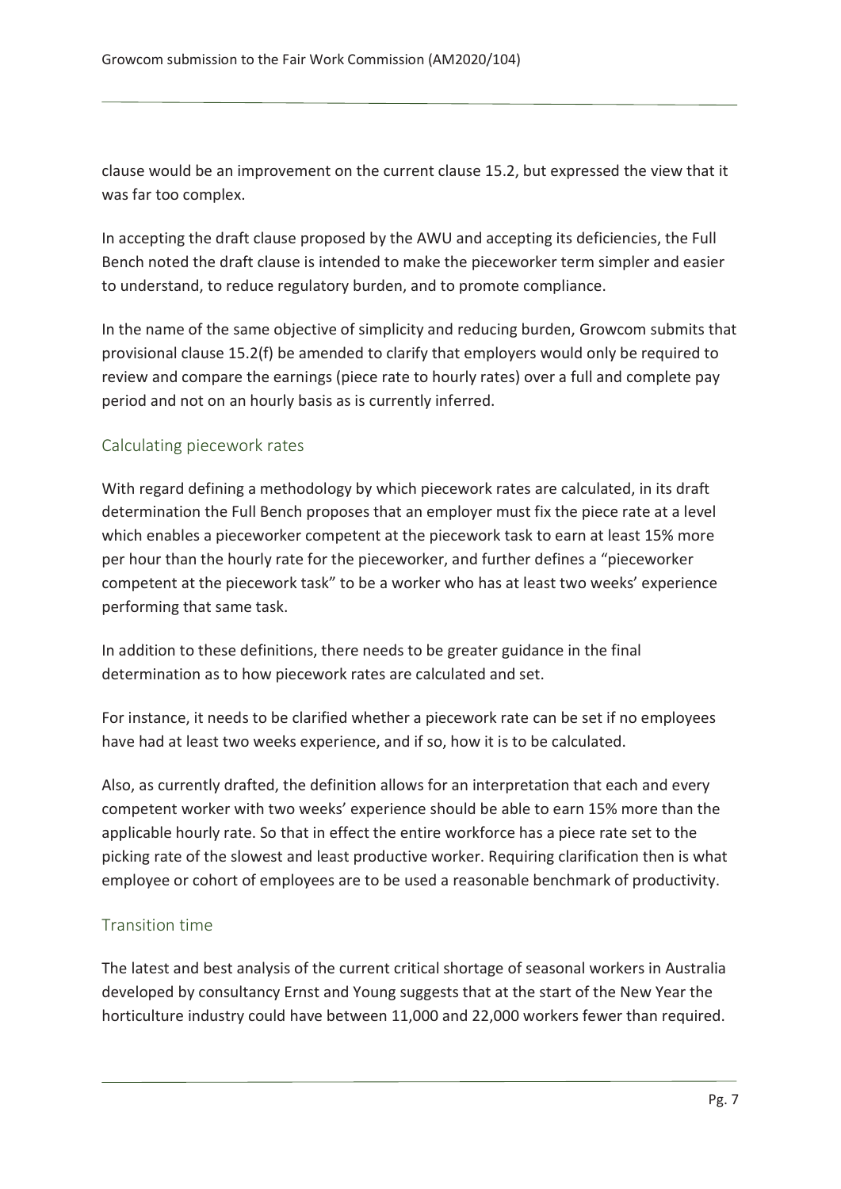clause would be an improvement on the current clause 15.2, but expressed the view that it was far too complex.

In accepting the draft clause proposed by the AWU and accepting its deficiencies, the Full Bench noted the draft clause is intended to make the pieceworker term simpler and easier to understand, to reduce regulatory burden, and to promote compliance.

In the name of the same objective of simplicity and reducing burden, Growcom submits that provisional clause 15.2(f) be amended to clarify that employers would only be required to review and compare the earnings (piece rate to hourly rates) over a full and complete pay period and not on an hourly basis as is currently inferred.

## Calculating piecework rates

With regard defining a methodology by which piecework rates are calculated, in its draft determination the Full Bench proposes that an employer must fix the piece rate at a level which enables a pieceworker competent at the piecework task to earn at least 15% more per hour than the hourly rate for the pieceworker, and further defines a "pieceworker competent at the piecework task" to be a worker who has at least two weeks' experience performing that same task.

In addition to these definitions, there needs to be greater guidance in the final determination as to how piecework rates are calculated and set.

For instance, it needs to be clarified whether a piecework rate can be set if no employees have had at least two weeks experience, and if so, how it is to be calculated.

Also, as currently drafted, the definition allows for an interpretation that each and every competent worker with two weeks' experience should be able to earn 15% more than the applicable hourly rate. So that in effect the entire workforce has a piece rate set to the picking rate of the slowest and least productive worker. Requiring clarification then is what employee or cohort of employees are to be used a reasonable benchmark of productivity.

## Transition time

The latest and best analysis of the current critical shortage of seasonal workers in Australia developed by consultancy Ernst and Young suggests that at the start of the New Year the horticulture industry could have between 11,000 and 22,000 workers fewer than required.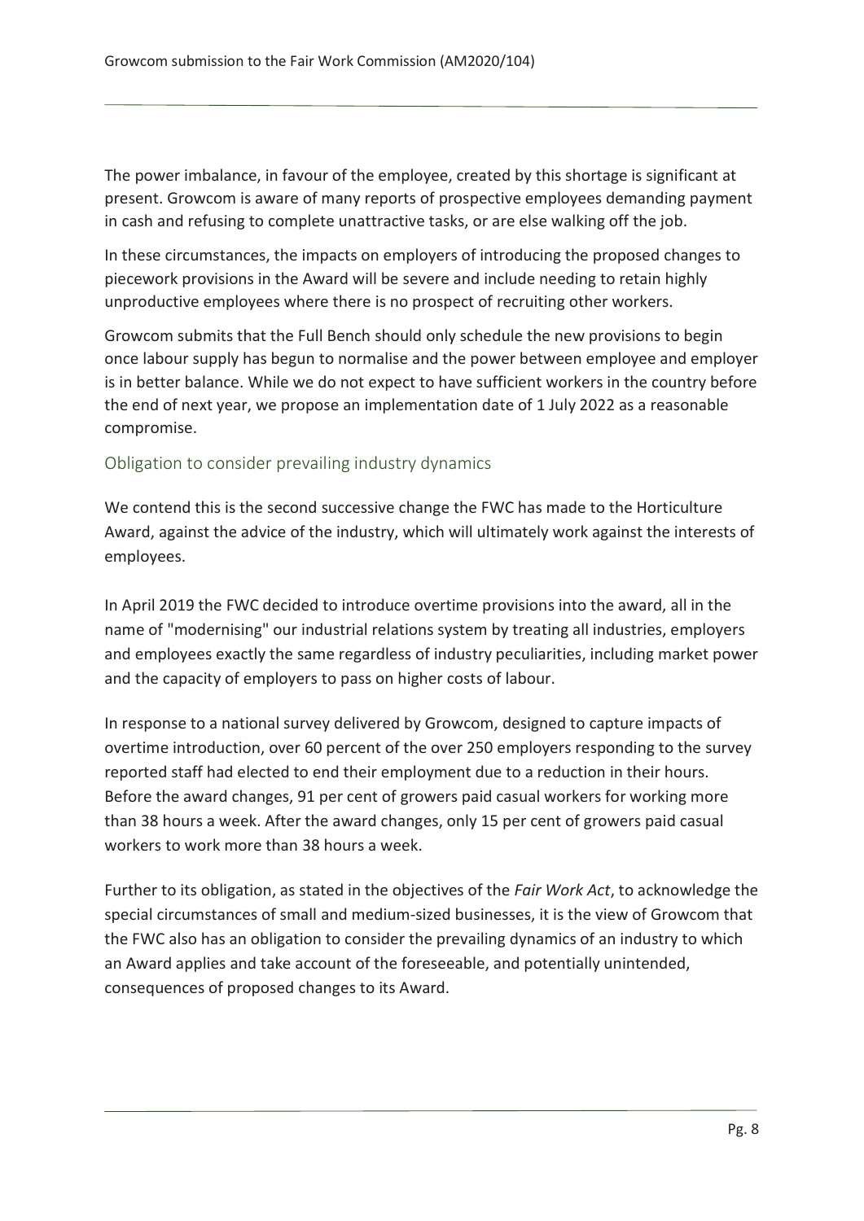The power imbalance, in favour of the employee, created by this shortage is significant at present. Growcom is aware of many reports of prospective employees demanding payment in cash and refusing to complete unattractive tasks, or are else walking off the job.

In these circumstances, the impacts on employers of introducing the proposed changes to piecework provisions in the Award will be severe and include needing to retain highly unproductive employees where there is no prospect of recruiting other workers.

Growcom submits that the Full Bench should only schedule the new provisions to begin once labour supply has begun to normalise and the power between employee and employer is in better balance. While we do not expect to have sufficient workers in the country before the end of next year, we propose an implementation date of 1 July 2022 as a reasonable compromise.

## Obligation to consider prevailing industry dynamics

We contend this is the second successive change the FWC has made to the Horticulture Award, against the advice of the industry, which will ultimately work against the interests of employees.

In April 2019 the FWC decided to introduce overtime provisions into the award, all in the name of "modernising" our industrial relations system by treating all industries, employers and employees exactly the same regardless of industry peculiarities, including market power and the capacity of employers to pass on higher costs of labour.

In response to a national survey delivered by Growcom, designed to capture impacts of overtime introduction, over 60 percent of the over 250 employers responding to the survey reported staff had elected to end their employment due to a reduction in their hours. Before the award changes, 91 per cent of growers paid casual workers for working more than 38 hours a week. After the award changes, only 15 per cent of growers paid casual workers to work more than 38 hours a week.

Further to its obligation, as stated in the objectives of the *Fair Work Act*, to acknowledge the special circumstances of small and medium-sized businesses, it is the view of Growcom that the FWC also has an obligation to consider the prevailing dynamics of an industry to which an Award applies and take account of the foreseeable, and potentially unintended, consequences of proposed changes to its Award.